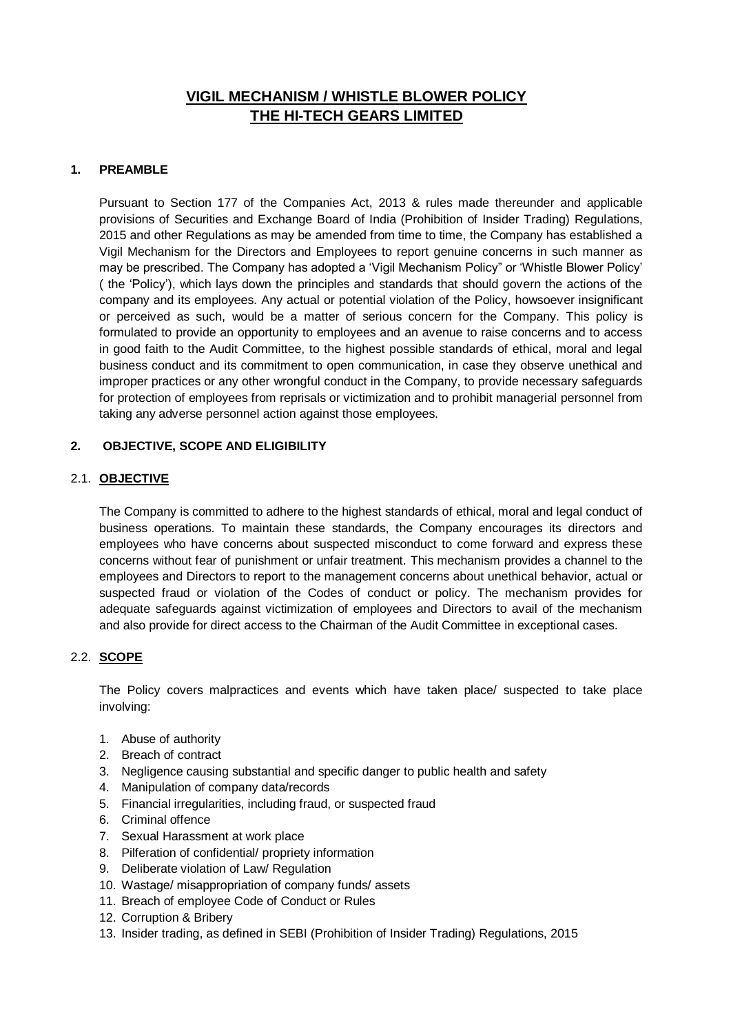# VIGIL MECHANISM / WHISTLE BLOWER POLICY
# THE HI-TECH GEARS LIMITED

## 1. PREAMBLE

Pursuant to Section 177 of the Companies Act, 2013 & rules made thereunder and applicable provisions of Securities and Exchange Board of India (Prohibition of Insider Trading) Regulations, 2015 and other Regulations as may be amended from time to time, the Company has established a Vigil Mechanism for the Directors and Employees to report genuine concerns in such manner as may be prescribed. The Company has adopted a 'Vigil Mechanism Policy" or 'Whistle Blower Policy' ( the 'Policy'), which lays down the principles and standards that should govern the actions of the company and its employees. Any actual or potential violation of the Policy, howsoever insignificant or perceived as such, would be a matter of serious concern for the Company. This policy is formulated to provide an opportunity to employees and an avenue to raise concerns and to access in good faith to the Audit Committee, to the highest possible standards of ethical, moral and legal business conduct and its commitment to open communication, in case they observe unethical and improper practices or any other wrongful conduct in the Company, to provide necessary safeguards for protection of employees from reprisals or victimization and to prohibit managerial personnel from taking any adverse personnel action against those employees.

## 2. OBJECTIVE, SCOPE AND ELIGIBILITY

### 2.1. OBJECTIVE

The Company is committed to adhere to the highest standards of ethical, moral and legal conduct of business operations. To maintain these standards, the Company encourages its directors and employees who have concerns about suspected misconduct to come forward and express these concerns without fear of punishment or unfair treatment. This mechanism provides a channel to the employees and Directors to report to the management concerns about unethical behavior, actual or suspected fraud or violation of the Codes of conduct or policy. The mechanism provides for adequate safeguards against victimization of employees and Directors to avail of the mechanism and also provide for direct access to the Chairman of the Audit Committee in exceptional cases.

### 2.2. SCOPE

The Policy covers malpractices and events which have taken place/ suspected to take place involving:

1. Abuse of authority
2. Breach of contract
3. Negligence causing substantial and specific danger to public health and safety
4. Manipulation of company data/records
5. Financial irregularities, including fraud, or suspected fraud
6. Criminal offence
7. Sexual Harassment at work place
8. Pilferation of confidential/ propriety information
9. Deliberate violation of Law/ Regulation
10. Wastage/ misappropriation of company funds/ assets
11. Breach of employee Code of Conduct or Rules
12. Corruption & Bribery
13. Insider trading, as defined in SEBI (Prohibition of Insider Trading) Regulations, 2015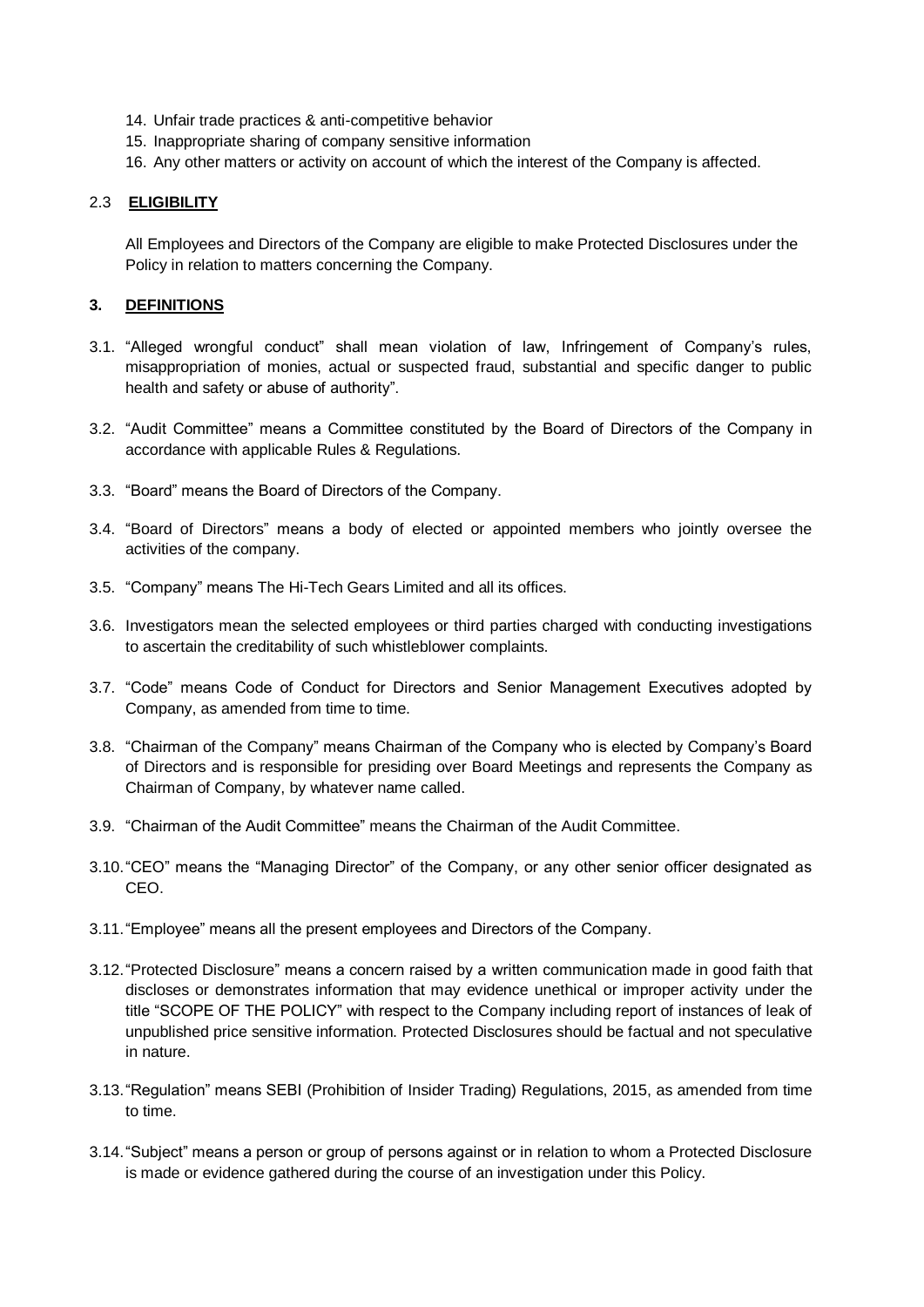14. Unfair trade practices & anti-competitive behavior
15. Inappropriate sharing of company sensitive information
16. Any other matters or activity on account of which the interest of the Company is affected.

### 2.3 **ELIGIBILITY**

All Employees and Directors of the Company are eligible to make Protected Disclosures under the Policy in relation to matters concerning the Company.

## 3. **DEFINITIONS**

3.1. "Alleged wrongful conduct" shall mean violation of law, Infringement of Company's rules, misappropriation of monies, actual or suspected fraud, substantial and specific danger to public health and safety or abuse of authority".

3.2. "Audit Committee" means a Committee constituted by the Board of Directors of the Company in accordance with applicable Rules & Regulations.

3.3. "Board" means the Board of Directors of the Company.

3.4. "Board of Directors" means a body of elected or appointed members who jointly oversee the activities of the company.

3.5. "Company" means The Hi-Tech Gears Limited and all its offices.

3.6. Investigators mean the selected employees or third parties charged with conducting investigations to ascertain the creditability of such whistleblower complaints.

3.7. "Code" means Code of Conduct for Directors and Senior Management Executives adopted by Company, as amended from time to time.

3.8. "Chairman of the Company" means Chairman of the Company who is elected by Company's Board of Directors and is responsible for presiding over Board Meetings and represents the Company as Chairman of Company, by whatever name called.

3.9. "Chairman of the Audit Committee" means the Chairman of the Audit Committee.

3.10. "CEO" means the "Managing Director" of the Company, or any other senior officer designated as CEO.

3.11. "Employee" means all the present employees and Directors of the Company.

3.12. "Protected Disclosure" means a concern raised by a written communication made in good faith that discloses or demonstrates information that may evidence unethical or improper activity under the title "SCOPE OF THE POLICY" with respect to the Company including report of instances of leak of unpublished price sensitive information. Protected Disclosures should be factual and not speculative in nature.

3.13. "Regulation" means SEBI (Prohibition of Insider Trading) Regulations, 2015, as amended from time to time.

3.14. "Subject" means a person or group of persons against or in relation to whom a Protected Disclosure is made or evidence gathered during the course of an investigation under this Policy.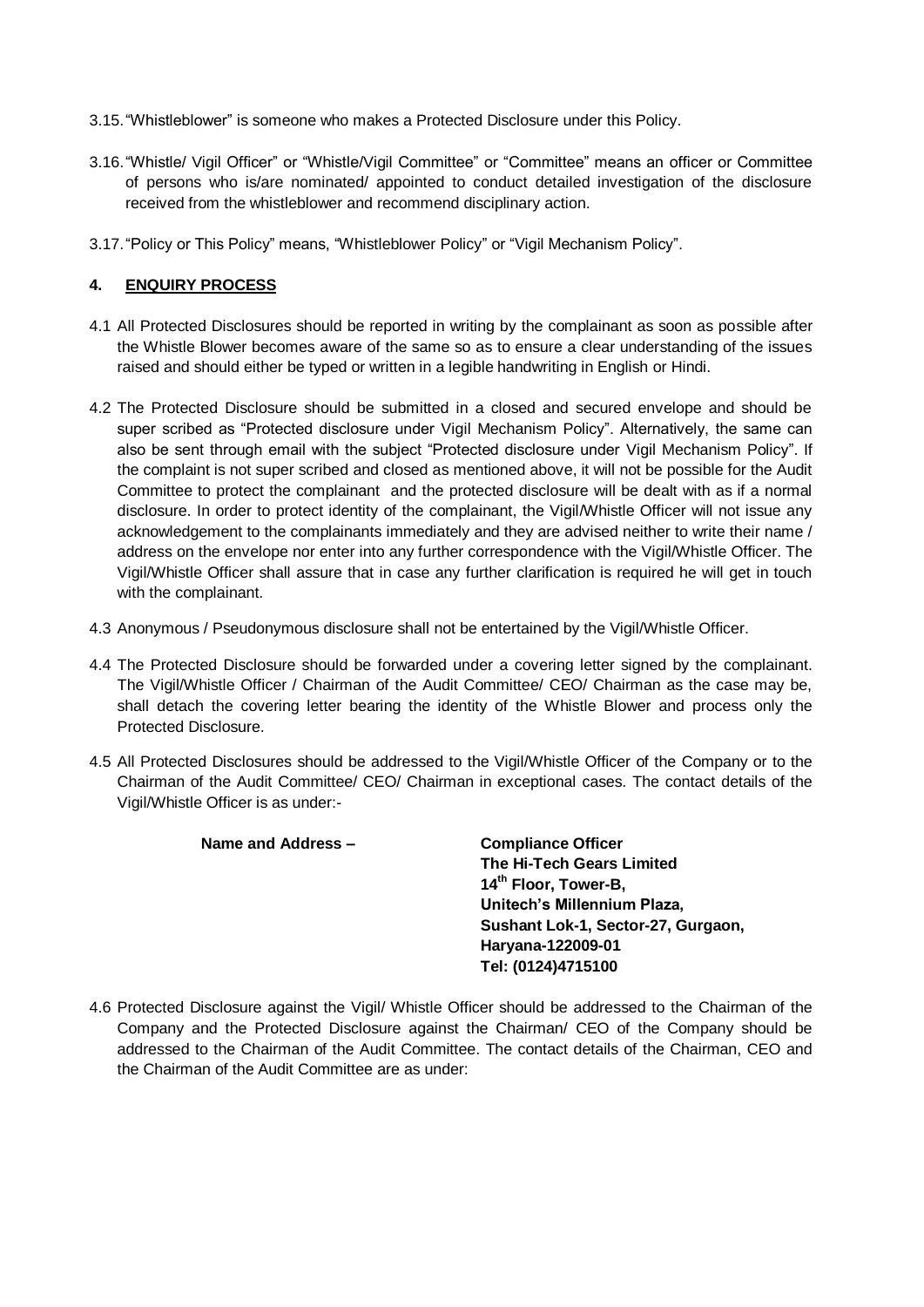3.15. "Whistleblower" is someone who makes a Protected Disclosure under this Policy.

3.16. "Whistle/ Vigil Officer" or "Whistle/Vigil Committee" or "Committee" means an officer or Committee of persons who is/are nominated/ appointed to conduct detailed investigation of the disclosure received from the whistleblower and recommend disciplinary action.

3.17. "Policy or This Policy" means, "Whistleblower Policy" or "Vigil Mechanism Policy".

## 4. ENQUIRY PROCESS

4.1 All Protected Disclosures should be reported in writing by the complainant as soon as possible after the Whistle Blower becomes aware of the same so as to ensure a clear understanding of the issues raised and should either be typed or written in a legible handwriting in English or Hindi.

4.2 The Protected Disclosure should be submitted in a closed and secured envelope and should be super scribed as "Protected disclosure under Vigil Mechanism Policy". Alternatively, the same can also be sent through email with the subject "Protected disclosure under Vigil Mechanism Policy". If the complaint is not super scribed and closed as mentioned above, it will not be possible for the Audit Committee to protect the complainant and the protected disclosure will be dealt with as if a normal disclosure. In order to protect identity of the complainant, the Vigil/Whistle Officer will not issue any acknowledgement to the complainants immediately and they are advised neither to write their name / address on the envelope nor enter into any further correspondence with the Vigil/Whistle Officer. The Vigil/Whistle Officer shall assure that in case any further clarification is required he will get in touch with the complainant.

4.3 Anonymous / Pseudonymous disclosure shall not be entertained by the Vigil/Whistle Officer.

4.4 The Protected Disclosure should be forwarded under a covering letter signed by the complainant. The Vigil/Whistle Officer / Chairman of the Audit Committee/ CEO/ Chairman as the case may be, shall detach the covering letter bearing the identity of the Whistle Blower and process only the Protected Disclosure.

4.5 All Protected Disclosures should be addressed to the Vigil/Whistle Officer of the Company or to the Chairman of the Audit Committee/ CEO/ Chairman in exceptional cases. The contact details of the Vigil/Whistle Officer is as under:-

**Name and Address –**

**Compliance Officer**
**The Hi-Tech Gears Limited**
**14th Floor, Tower-B,**
**Unitech's Millennium Plaza,**
**Sushant Lok-1, Sector-27, Gurgaon,**
**Haryana-122009-01**
**Tel: (0124)4715100**

4.6 Protected Disclosure against the Vigil/ Whistle Officer should be addressed to the Chairman of the Company and the Protected Disclosure against the Chairman/ CEO of the Company should be addressed to the Chairman of the Audit Committee. The contact details of the Chairman, CEO and the Chairman of the Audit Committee are as under: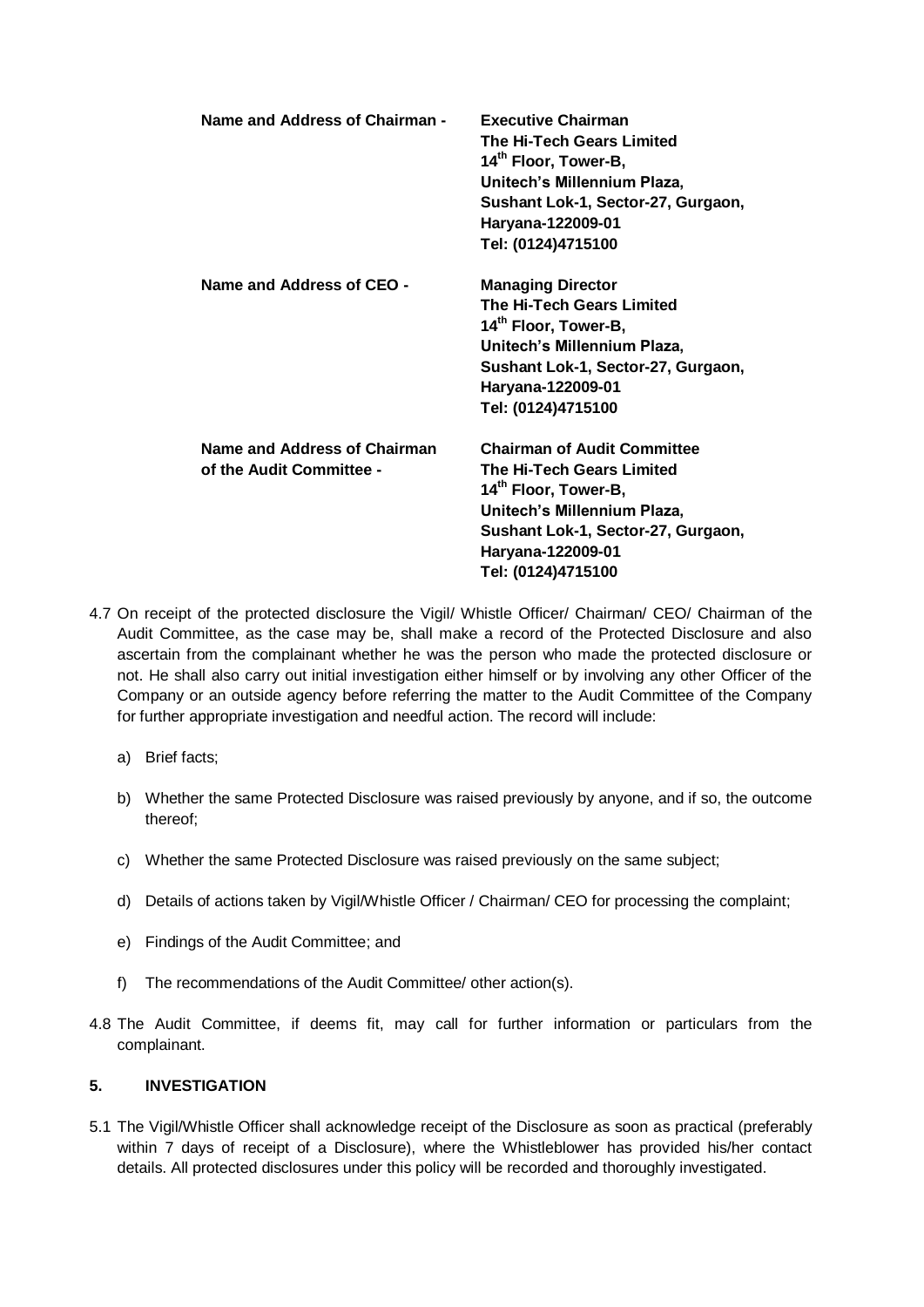| | |
|---|---|
| **Name and Address of Chairman -** | **Executive Chairman**<br>**The Hi-Tech Gears Limited**<br>**14th Floor, Tower-B,**<br>**Unitech's Millennium Plaza,**<br>**Sushant Lok-1, Sector-27, Gurgaon,**<br>**Haryana-122009-01**<br>**Tel: (0124)4715100** |
| **Name and Address of CEO -** | **Managing Director**<br>**The Hi-Tech Gears Limited**<br>**14th Floor, Tower-B,**<br>**Unitech's Millennium Plaza,**<br>**Sushant Lok-1, Sector-27, Gurgaon,**<br>**Haryana-122009-01**<br>**Tel: (0124)4715100** |
| **Name and Address of Chairman of the Audit Committee -** | **Chairman of Audit Committee**<br>**The Hi-Tech Gears Limited**<br>**14th Floor, Tower-B,**<br>**Unitech's Millennium Plaza,**<br>**Sushant Lok-1, Sector-27, Gurgaon,**<br>**Haryana-122009-01**<br>**Tel: (0124)4715100** |

4.7 On receipt of the protected disclosure the Vigil/ Whistle Officer/ Chairman/ CEO/ Chairman of the Audit Committee, as the case may be, shall make a record of the Protected Disclosure and also ascertain from the complainant whether he was the person who made the protected disclosure or not. He shall also carry out initial investigation either himself or by involving any other Officer of the Company or an outside agency before referring the matter to the Audit Committee of the Company for further appropriate investigation and needful action. The record will include:

a) Brief facts;

b) Whether the same Protected Disclosure was raised previously by anyone, and if so, the outcome thereof;

c) Whether the same Protected Disclosure was raised previously on the same subject;

d) Details of actions taken by Vigil/Whistle Officer / Chairman/ CEO for processing the complaint;

e) Findings of the Audit Committee; and

f) The recommendations of the Audit Committee/ other action(s).

4.8 The Audit Committee, if deems fit, may call for further information or particulars from the complainant.

## 5. INVESTIGATION

5.1 The Vigil/Whistle Officer shall acknowledge receipt of the Disclosure as soon as practical (preferably within 7 days of receipt of a Disclosure), where the Whistleblower has provided his/her contact details. All protected disclosures under this policy will be recorded and thoroughly investigated.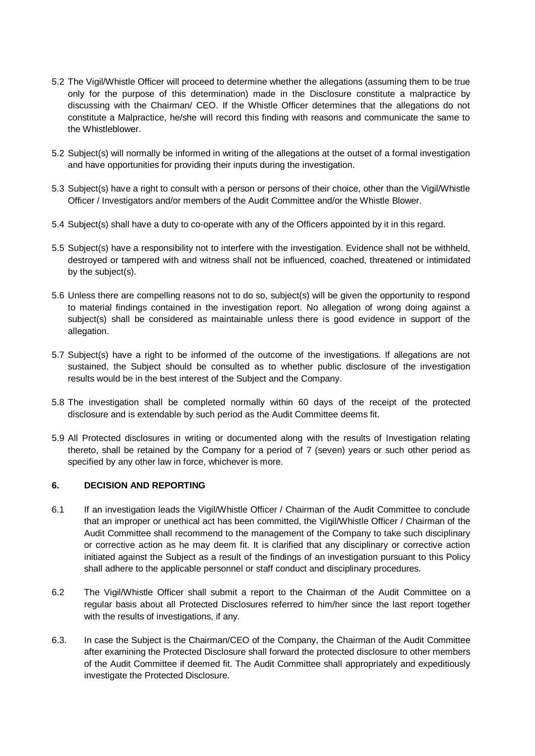5.2 The Vigil/Whistle Officer will proceed to determine whether the allegations (assuming them to be true only for the purpose of this determination) made in the Disclosure constitute a malpractice by discussing with the Chairman/ CEO. If the Whistle Officer determines that the allegations do not constitute a Malpractice, he/she will record this finding with reasons and communicate the same to the Whistleblower.

5.2 Subject(s) will normally be informed in writing of the allegations at the outset of a formal investigation and have opportunities for providing their inputs during the investigation.

5.3 Subject(s) have a right to consult with a person or persons of their choice, other than the Vigil/Whistle Officer / Investigators and/or members of the Audit Committee and/or the Whistle Blower.

5.4 Subject(s) shall have a duty to co-operate with any of the Officers appointed by it in this regard.

5.5 Subject(s) have a responsibility not to interfere with the investigation. Evidence shall not be withheld, destroyed or tampered with and witness shall not be influenced, coached, threatened or intimidated by the subject(s).

5.6 Unless there are compelling reasons not to do so, subject(s) will be given the opportunity to respond to material findings contained in the investigation report. No allegation of wrong doing against a subject(s) shall be considered as maintainable unless there is good evidence in support of the allegation.

5.7 Subject(s) have a right to be informed of the outcome of the investigations. If allegations are not sustained, the Subject should be consulted as to whether public disclosure of the investigation results would be in the best interest of the Subject and the Company.

5.8 The investigation shall be completed normally within 60 days of the receipt of the protected disclosure and is extendable by such period as the Audit Committee deems fit.

5.9 All Protected disclosures in writing or documented along with the results of Investigation relating thereto, shall be retained by the Company for a period of 7 (seven) years or such other period as specified by any other law in force, whichever is more.

## 6. DECISION AND REPORTING

6.1 If an investigation leads the Vigil/Whistle Officer / Chairman of the Audit Committee to conclude that an improper or unethical act has been committed, the Vigil/Whistle Officer / Chairman of the Audit Committee shall recommend to the management of the Company to take such disciplinary or corrective action as he may deem fit. It is clarified that any disciplinary or corrective action initiated against the Subject as a result of the findings of an investigation pursuant to this Policy shall adhere to the applicable personnel or staff conduct and disciplinary procedures.

6.2 The Vigil/Whistle Officer shall submit a report to the Chairman of the Audit Committee on a regular basis about all Protected Disclosures referred to him/her since the last report together with the results of investigations, if any.

6.3. In case the Subject is the Chairman/CEO of the Company, the Chairman of the Audit Committee after examining the Protected Disclosure shall forward the protected disclosure to other members of the Audit Committee if deemed fit. The Audit Committee shall appropriately and expeditiously investigate the Protected Disclosure.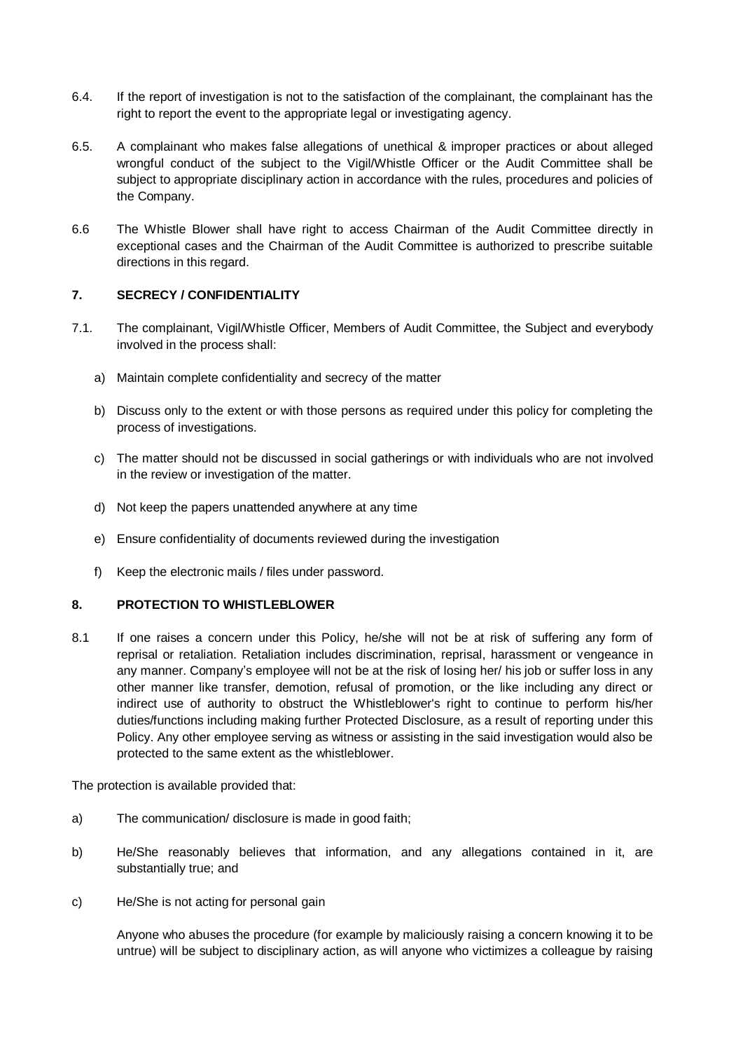6.4. If the report of investigation is not to the satisfaction of the complainant, the complainant has the right to report the event to the appropriate legal or investigating agency.

6.5. A complainant who makes false allegations of unethical & improper practices or about alleged wrongful conduct of the subject to the Vigil/Whistle Officer or the Audit Committee shall be subject to appropriate disciplinary action in accordance with the rules, procedures and policies of the Company.

6.6 The Whistle Blower shall have right to access Chairman of the Audit Committee directly in exceptional cases and the Chairman of the Audit Committee is authorized to prescribe suitable directions in this regard.

## 7. SECRECY / CONFIDENTIALITY

7.1. The complainant, Vigil/Whistle Officer, Members of Audit Committee, the Subject and everybody involved in the process shall:

a) Maintain complete confidentiality and secrecy of the matter

b) Discuss only to the extent or with those persons as required under this policy for completing the process of investigations.

c) The matter should not be discussed in social gatherings or with individuals who are not involved in the review or investigation of the matter.

d) Not keep the papers unattended anywhere at any time

e) Ensure confidentiality of documents reviewed during the investigation

f) Keep the electronic mails / files under password.

## 8. PROTECTION TO WHISTLEBLOWER

8.1 If one raises a concern under this Policy, he/she will not be at risk of suffering any form of reprisal or retaliation. Retaliation includes discrimination, reprisal, harassment or vengeance in any manner. Company's employee will not be at the risk of losing her/ his job or suffer loss in any other manner like transfer, demotion, refusal of promotion, or the like including any direct or indirect use of authority to obstruct the Whistleblower's right to continue to perform his/her duties/functions including making further Protected Disclosure, as a result of reporting under this Policy. Any other employee serving as witness or assisting in the said investigation would also be protected to the same extent as the whistleblower.

The protection is available provided that:

a) The communication/ disclosure is made in good faith;

b) He/She reasonably believes that information, and any allegations contained in it, are substantially true; and

c) He/She is not acting for personal gain

Anyone who abuses the procedure (for example by maliciously raising a concern knowing it to be untrue) will be subject to disciplinary action, as will anyone who victimizes a colleague by raising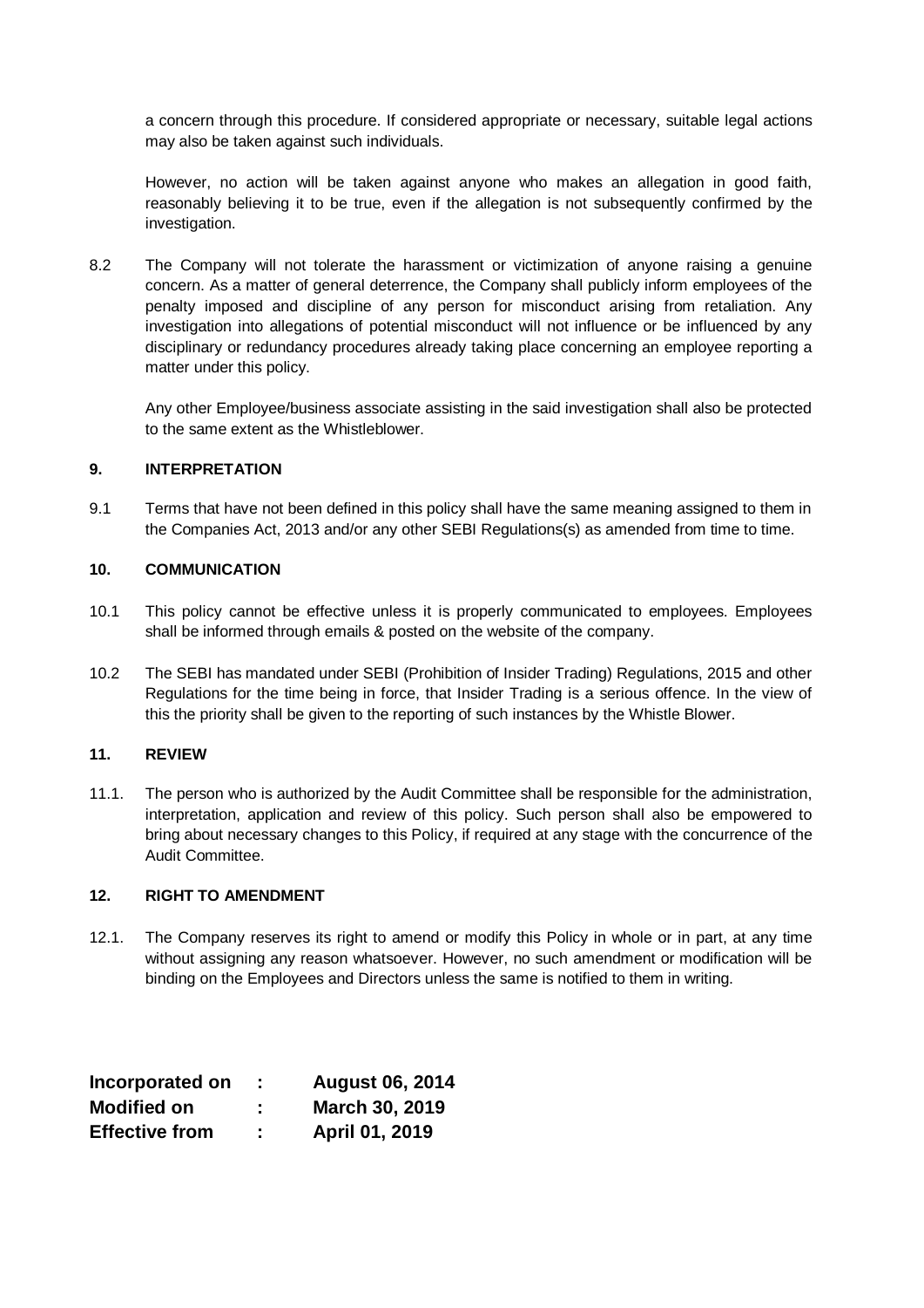a concern through this procedure. If considered appropriate or necessary, suitable legal actions may also be taken against such individuals.

However, no action will be taken against anyone who makes an allegation in good faith, reasonably believing it to be true, even if the allegation is not subsequently confirmed by the investigation.

8.2 The Company will not tolerate the harassment or victimization of anyone raising a genuine concern. As a matter of general deterrence, the Company shall publicly inform employees of the penalty imposed and discipline of any person for misconduct arising from retaliation. Any investigation into allegations of potential misconduct will not influence or be influenced by any disciplinary or redundancy procedures already taking place concerning an employee reporting a matter under this policy.

Any other Employee/business associate assisting in the said investigation shall also be protected to the same extent as the Whistleblower.

## 9. INTERPRETATION

9.1 Terms that have not been defined in this policy shall have the same meaning assigned to them in the Companies Act, 2013 and/or any other SEBI Regulations(s) as amended from time to time.

## 10. COMMUNICATION

10.1 This policy cannot be effective unless it is properly communicated to employees. Employees shall be informed through emails & posted on the website of the company.

10.2 The SEBI has mandated under SEBI (Prohibition of Insider Trading) Regulations, 2015 and other Regulations for the time being in force, that Insider Trading is a serious offence. In the view of this the priority shall be given to the reporting of such instances by the Whistle Blower.

## 11. REVIEW

11.1. The person who is authorized by the Audit Committee shall be responsible for the administration, interpretation, application and review of this policy. Such person shall also be empowered to bring about necessary changes to this Policy, if required at any stage with the concurrence of the Audit Committee.

## 12. RIGHT TO AMENDMENT

12.1. The Company reserves its right to amend or modify this Policy in whole or in part, at any time without assigning any reason whatsoever. However, no such amendment or modification will be binding on the Employees and Directors unless the same is notified to them in writing.

| | | |
|---|---|---|
| **Incorporated on** | **:** | **August 06, 2014** |
| **Modified on** | **:** | **March 30, 2019** |
| **Effective from** | **:** | **April 01, 2019** |